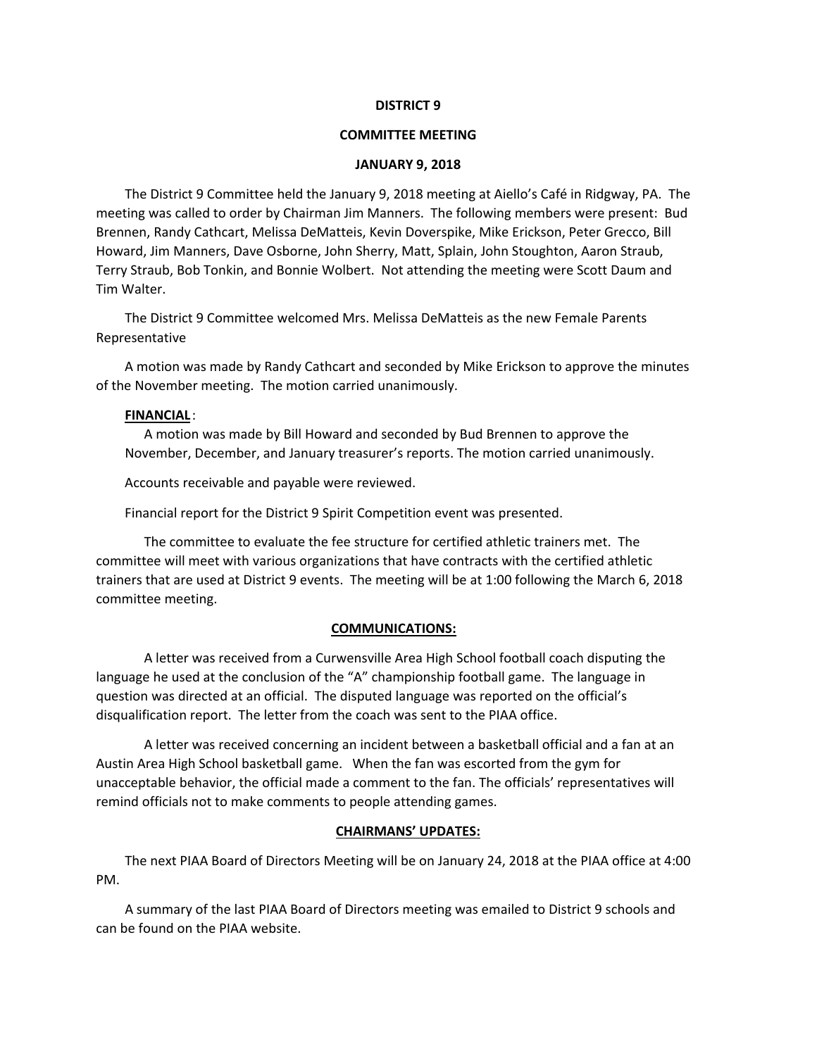**DISTRICT 9**

**COMMITTEE MEETING**

**JANUARY 9, 2018**

The District 9 Committee held the January 9, 2018 meeting at Aiello's Café in Ridgway, PA. The meeting was called to order by Chairman Jim Manners. The following members were present: Bud Brennen, Randy Cathcart, Melissa DeMatteis, Kevin Doverspike, Mike Erickson, Peter Grecco, Bill Howard, Jim Manners, Dave Osborne, John Sherry, Matt, Splain, John Stoughton, Aaron Straub, Terry Straub, Bob Tonkin, and Bonnie Wolbert. Not attending the meeting were Scott Daum and Tim Walter.

The District 9 Committee welcomed Mrs. Melissa DeMatteis as the new Female Parents Representative

A motion was made by Randy Cathcart and seconded by Mike Erickson to approve the minutes of the November meeting. The motion carried unanimously.

**FINANCIAL**:

A motion was made by Bill Howard and seconded by Bud Brennen to approve the November, December, and January treasurer's reports. The motion carried unanimously.

Accounts receivable and payable were reviewed.

Financial report for the District 9 Spirit Competition event was presented.

The committee to evaluate the fee structure for certified athletic trainers met. The committee will meet with various organizations that have contracts with the certified athletic trainers that are used at District 9 events. The meeting will be at 1:00 following the March 6, 2018 committee meeting.

**COMMUNICATIONS:**

A letter was received from a Curwensville Area High School football coach disputing the language he used at the conclusion of the "A" championship football game. The language in question was directed at an official. The disputed language was reported on the official's disqualification report. The letter from the coach was sent to the PIAA office.

A letter was received concerning an incident between a basketball official and a fan at an Austin Area High School basketball game. When the fan was escorted from the gym for unacceptable behavior, the official made a comment to the fan. The officials' representatives will remind officials not to make comments to people attending games.

**CHAIRMANS' UPDATES:**

The next PIAA Board of Directors Meeting will be on January 24, 2018 at the PIAA office at 4:00 PM.

A summary of the last PIAA Board of Directors meeting was emailed to District 9 schools and can be found on the PIAA website.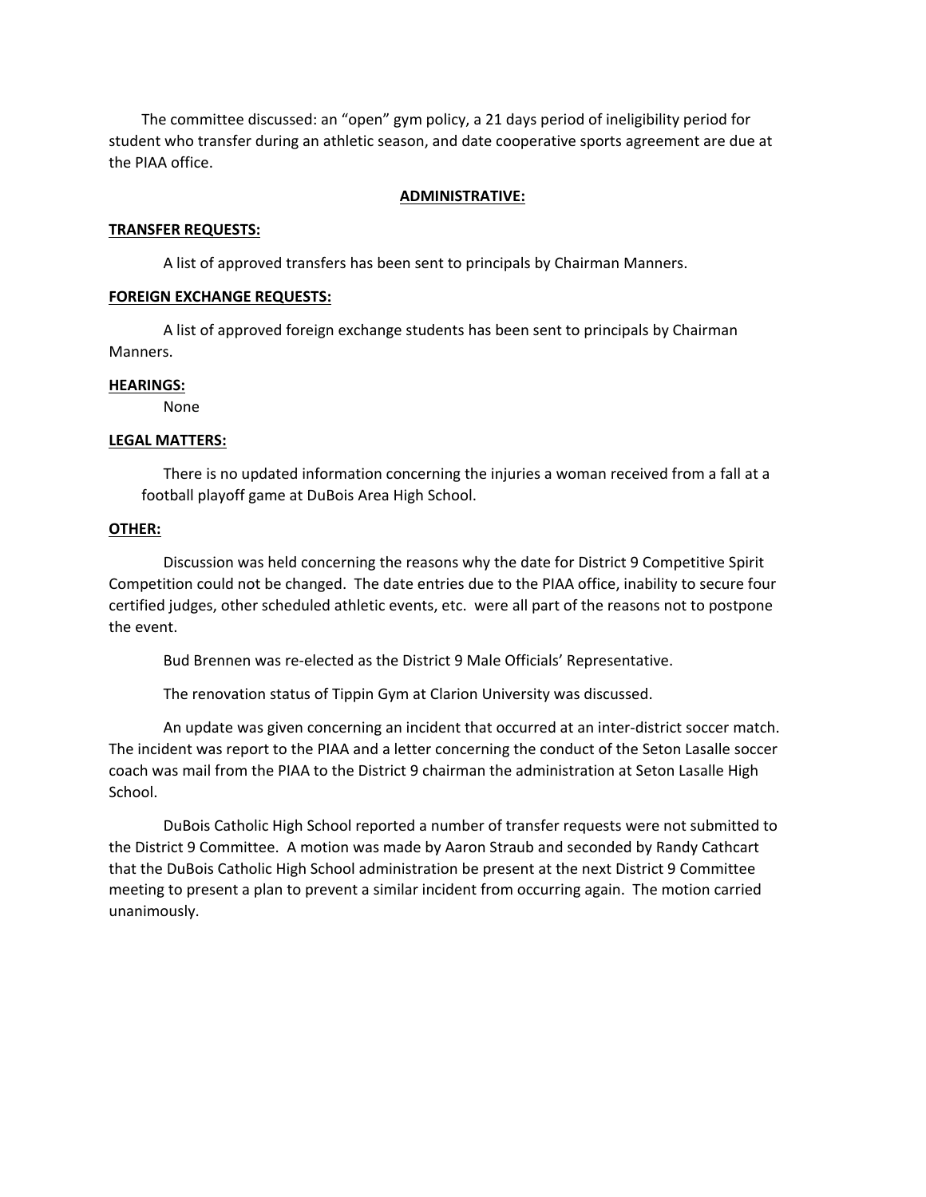The committee discussed: an "open" gym policy, a 21 days period of ineligibility period for student who transfer during an athletic season, and date cooperative sports agreement are due at the PIAA office.

## ADMINISTRATIVE:

**TRANSFER REQUESTS:**

A list of approved transfers has been sent to principals by Chairman Manners.

**FOREIGN EXCHANGE REQUESTS:**

A list of approved foreign exchange students has been sent to principals by Chairman Manners.

**HEARINGS:**

None

**LEGAL MATTERS:**

There is no updated information concerning the injuries a woman received from a fall at a football playoff game at DuBois Area High School.

**OTHER:**

Discussion was held concerning the reasons why the date for District 9 Competitive Spirit Competition could not be changed. The date entries due to the PIAA office, inability to secure four certified judges, other scheduled athletic events, etc. were all part of the reasons not to postpone the event.

Bud Brennen was re-elected as the District 9 Male Officials' Representative.

The renovation status of Tippin Gym at Clarion University was discussed.

An update was given concerning an incident that occurred at an inter-district soccer match. The incident was report to the PIAA and a letter concerning the conduct of the Seton Lasalle soccer coach was mail from the PIAA to the District 9 chairman the administration at Seton Lasalle High School.

DuBois Catholic High School reported a number of transfer requests were not submitted to the District 9 Committee. A motion was made by Aaron Straub and seconded by Randy Cathcart that the DuBois Catholic High School administration be present at the next District 9 Committee meeting to present a plan to prevent a similar incident from occurring again. The motion carried unanimously.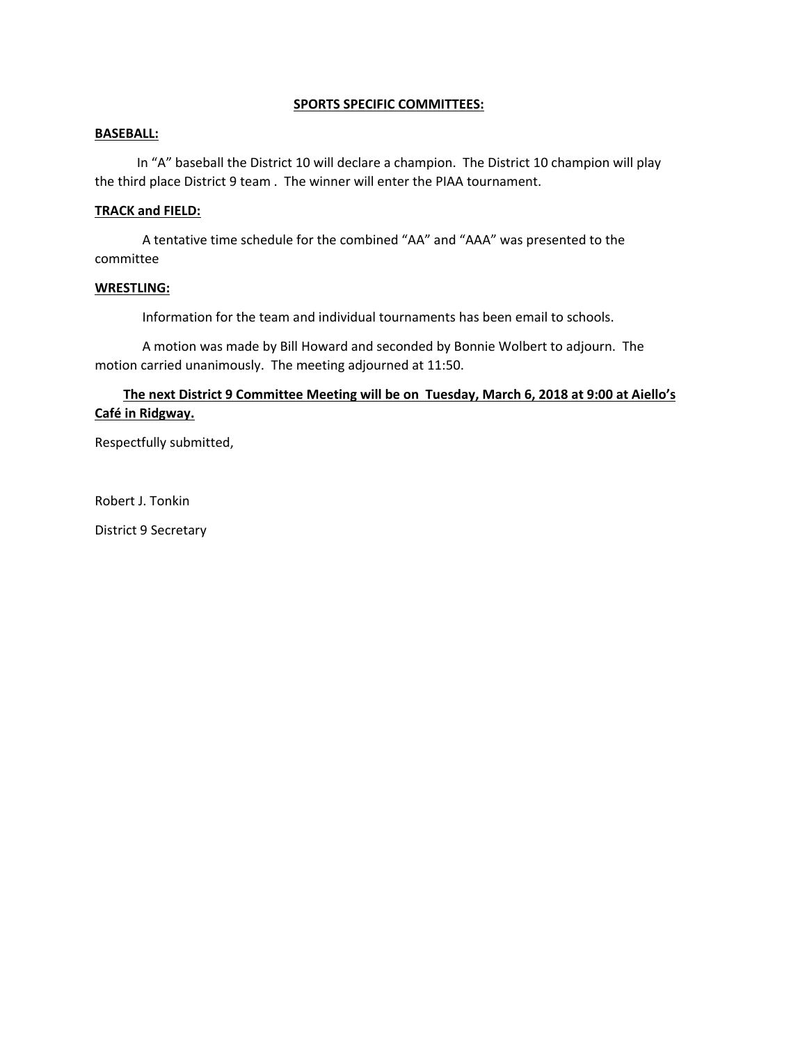**SPORTS SPECIFIC COMMITTEES:**

**BASEBALL:**

In “A” baseball the District 10 will declare a champion. The District 10 champion will play the third place District 9 team . The winner will enter the PIAA tournament.

**TRACK and FIELD:**

A tentative time schedule for the combined “AA” and “AAA” was presented to the committee

**WRESTLING:**

Information for the team and individual tournaments has been email to schools.

A motion was made by Bill Howard and seconded by Bonnie Wolbert to adjourn. The motion carried unanimously. The meeting adjourned at 11:50.

**The next District 9 Committee Meeting will be on Tuesday, March 6, 2018 at 9:00 at Aiello’s Café in Ridgway.**

Respectfully submitted,

Robert J. Tonkin

District 9 Secretary